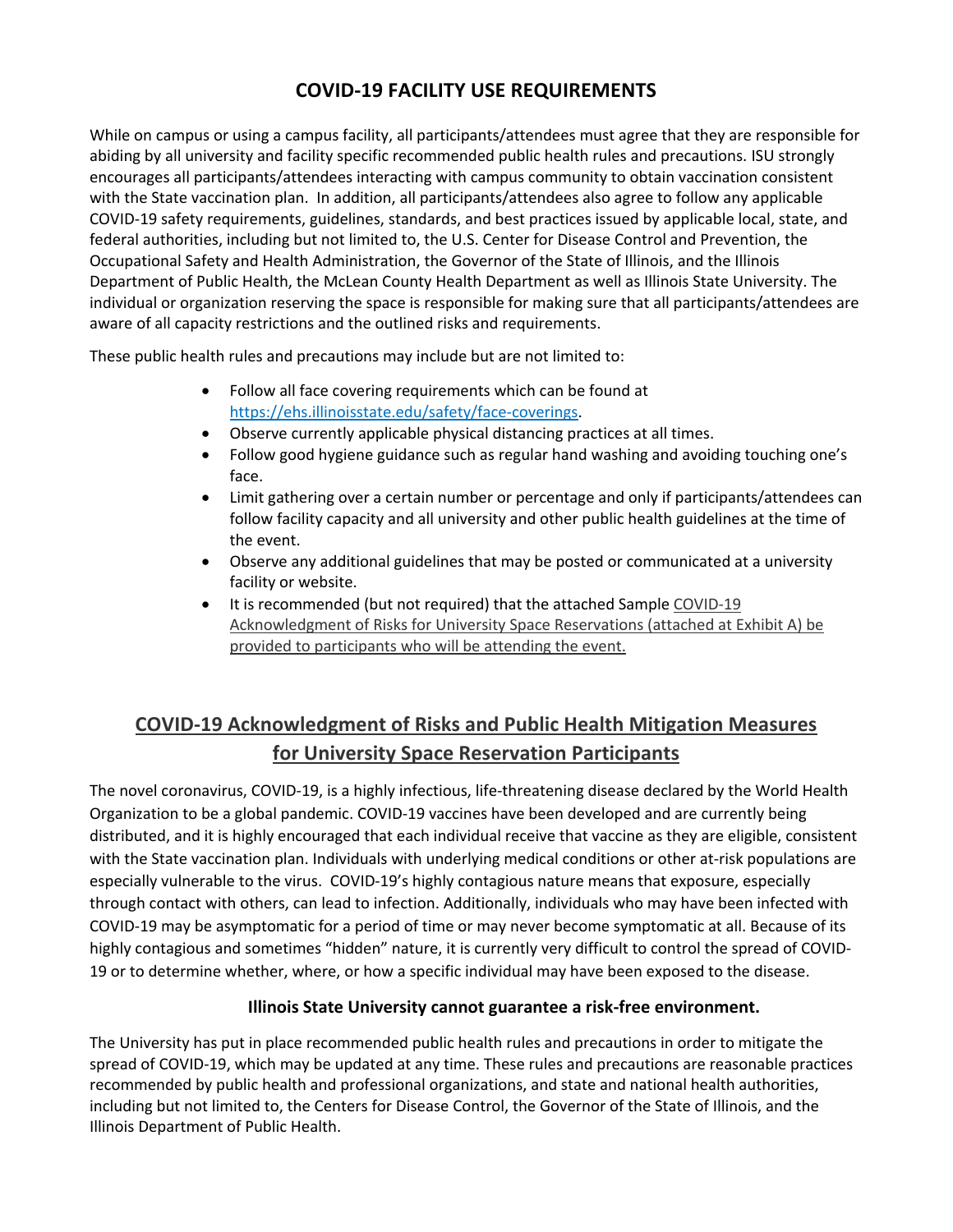# COVID-19 FACILITY USE REQUIREMENTS

While on campus or using a campus facility, all participants/attendees must agree that they are responsible for abiding by all university and facility specific recommended public health rules and precautions. ISU strongly encourages all participants/attendees interacting with campus community to obtain vaccination consistent with the State vaccination plan. In addition, all participants/attendees also agree to follow any applicable COVID-19 safety requirements, guidelines, standards, and best practices issued by applicable local, state, and federal authorities, including but not limited to, the U.S. Center for Disease Control and Prevention, the Occupational Safety and Health Administration, the Governor of the State of Illinois, and the Illinois Department of Public Health, the McLean County Health Department as well as Illinois State University. The individual or organization reserving the space is responsible for making sure that all participants/attendees are aware of all capacity restrictions and the outlined risks and requirements.

These public health rules and precautions may include but are not limited to:

- Follow all face covering requirements which can be found at https://ehs.illinoisstate.edu/safety/face-coverings.
- Observe currently applicable physical distancing practices at all times.
- Follow good hygiene guidance such as regular hand washing and avoiding touching one's face.
- Limit gathering over a certain number or percentage and only if participants/attendees can follow facility capacity and all university and other public health guidelines at the time of the event.
- Observe any additional guidelines that may be posted or communicated at a university facility or website.
- It is recommended (but not required) that the attached Sample COVID-19 Acknowledgment of Risks for University Space Reservations (attached at Exhibit A) be provided to participants who will be attending the event.

## COVID-19 Acknowledgment of Risks and Public Health Mitigation Measures for University Space Reservation Participants

The novel coronavirus, COVID-19, is a highly infectious, life-threatening disease declared by the World Health Organization to be a global pandemic. COVID-19 vaccines have been developed and are currently being distributed, and it is highly encouraged that each individual receive that vaccine as they are eligible, consistent with the State vaccination plan. Individuals with underlying medical conditions or other at-risk populations are especially vulnerable to the virus. COVID-19's highly contagious nature means that exposure, especially through contact with others, can lead to infection. Additionally, individuals who may have been infected with COVID-19 may be asymptomatic for a period of time or may never become symptomatic at all. Because of its highly contagious and sometimes "hidden" nature, it is currently very difficult to control the spread of COVID-19 or to determine whether, where, or how a specific individual may have been exposed to the disease.

**Illinois State University cannot guarantee a risk-free environment.**

The University has put in place recommended public health rules and precautions in order to mitigate the spread of COVID-19, which may be updated at any time. These rules and precautions are reasonable practices recommended by public health and professional organizations, and state and national health authorities, including but not limited to, the Centers for Disease Control, the Governor of the State of Illinois, and the Illinois Department of Public Health.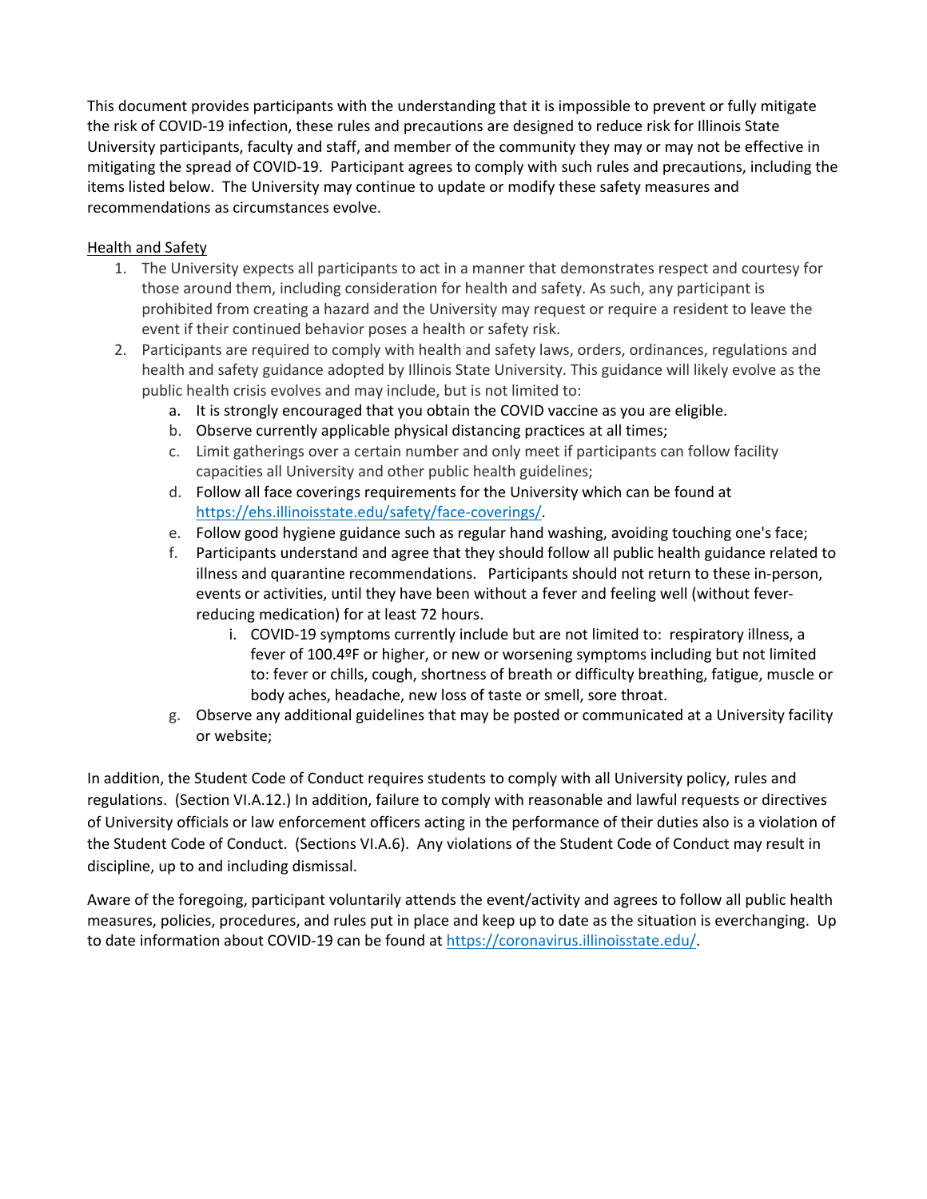This document provides participants with the understanding that it is impossible to prevent or fully mitigate the risk of COVID-19 infection, these rules and precautions are designed to reduce risk for Illinois State University participants, faculty and staff, and member of the community they may or may not be effective in mitigating the spread of COVID-19. Participant agrees to comply with such rules and precautions, including the items listed below. The University may continue to update or modify these safety measures and recommendations as circumstances evolve.

Health and Safety

1. The University expects all participants to act in a manner that demonstrates respect and courtesy for those around them, including consideration for health and safety. As such, any participant is prohibited from creating a hazard and the University may request or require a resident to leave the event if their continued behavior poses a health or safety risk.
2. Participants are required to comply with health and safety laws, orders, ordinances, regulations and health and safety guidance adopted by Illinois State University. This guidance will likely evolve as the public health crisis evolves and may include, but is not limited to:
   a. It is strongly encouraged that you obtain the COVID vaccine as you are eligible.
   b. Observe currently applicable physical distancing practices at all times;
   c. Limit gatherings over a certain number and only meet if participants can follow facility capacities all University and other public health guidelines;
   d. Follow all face coverings requirements for the University which can be found at https://ehs.illinoisstate.edu/safety/face-coverings/.
   e. Follow good hygiene guidance such as regular hand washing, avoiding touching one's face;
   f. Participants understand and agree that they should follow all public health guidance related to illness and quarantine recommendations. Participants should not return to these in-person, events or activities, until they have been without a fever and feeling well (without fever-reducing medication) for at least 72 hours.
      i. COVID-19 symptoms currently include but are not limited to: respiratory illness, a fever of 100.4ºF or higher, or new or worsening symptoms including but not limited to: fever or chills, cough, shortness of breath or difficulty breathing, fatigue, muscle or body aches, headache, new loss of taste or smell, sore throat.
   g. Observe any additional guidelines that may be posted or communicated at a University facility or website;

In addition, the Student Code of Conduct requires students to comply with all University policy, rules and regulations. (Section VI.A.12.) In addition, failure to comply with reasonable and lawful requests or directives of University officials or law enforcement officers acting in the performance of their duties also is a violation of the Student Code of Conduct. (Sections VI.A.6). Any violations of the Student Code of Conduct may result in discipline, up to and including dismissal.

Aware of the foregoing, participant voluntarily attends the event/activity and agrees to follow all public health measures, policies, procedures, and rules put in place and keep up to date as the situation is everchanging. Up to date information about COVID-19 can be found at https://coronavirus.illinoisstate.edu/.